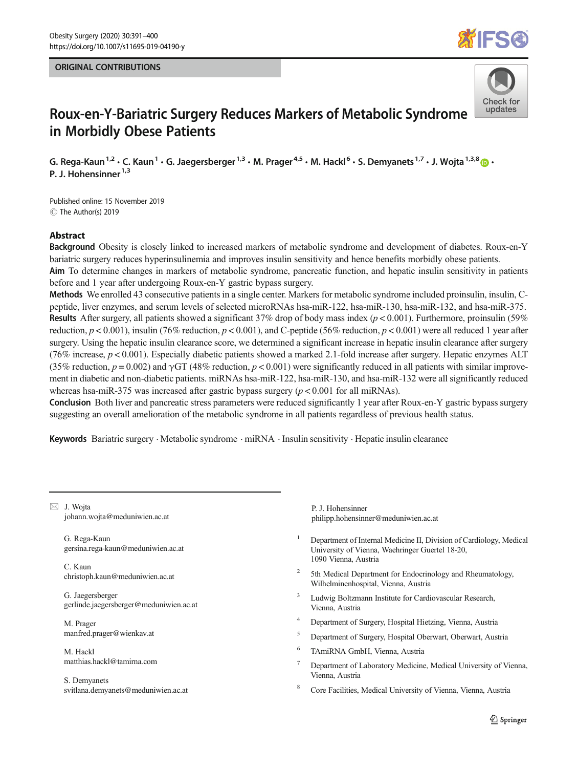ORIGINAL CONTRIBUTIONS

# Roux-en-Y-Bariatric Surgery Reduces Markers of Metabolic Syndrome in Morbidly Obese Patients

G. Rega-Kaun[1,2] · C. Kaun[1] · G. Jaegersberger[1,3] · M. Prager[4,5] · M. Hackl[6] · S. Demyanets[1,7] · J. Wojta[1,3,8] · P. J. Hohensinner[1,3]

Published online: 15 November 2019
© The Author(s) 2019

## Abstract

**Background** Obesity is closely linked to increased markers of metabolic syndrome and development of diabetes. Roux-en-Y bariatric surgery reduces hyperinsulinemia and improves insulin sensitivity and hence benefits morbidly obese patients.

**Aim** To determine changes in markers of metabolic syndrome, pancreatic function, and hepatic insulin sensitivity in patients before and 1 year after undergoing Roux-en-Y gastric bypass surgery.

**Methods** We enrolled 43 consecutive patients in a single center. Markers for metabolic syndrome included proinsulin, insulin, C-peptide, liver enzymes, and serum levels of selected microRNAs hsa-miR-122, hsa-miR-130, hsa-miR-132, and hsa-miR-375.

**Results** After surgery, all patients showed a significant 37% drop of body mass index ($p < 0.001$). Furthermore, proinsulin (59% reduction, $p < 0.001$), insulin (76% reduction, $p < 0.001$), and C-peptide (56% reduction, $p < 0.001$) were all reduced 1 year after surgery. Using the hepatic insulin clearance score, we determined a significant increase in hepatic insulin clearance after surgery (76% increase, $p < 0.001$). Especially diabetic patients showed a marked 2.1-fold increase after surgery. Hepatic enzymes ALT (35% reduction, $p = 0.002$) and γGT (48% reduction, $p < 0.001$) were significantly reduced in all patients with similar improvement in diabetic and non-diabetic patients. miRNAs hsa-miR-122, hsa-miR-130, and hsa-miR-132 were all significantly reduced whereas hsa-miR-375 was increased after gastric bypass surgery ($p < 0.001$ for all miRNAs).

**Conclusion** Both liver and pancreatic stress parameters were reduced significantly 1 year after Roux-en-Y gastric bypass surgery suggesting an overall amelioration of the metabolic syndrome in all patients regardless of previous health status.

**Keywords** Bariatric surgery · Metabolic syndrome · miRNA · Insulin sensitivity · Hepatic insulin clearance

---

✉ J. Wojta
johann.wojta@meduniwien.ac.at

G. Rega-Kaun
gersina.rega-kaun@meduniwien.ac.at

C. Kaun
christoph.kaun@meduniwien.ac.at

G. Jaegersberger
gerlinde.jaegersberger@meduniwien.ac.at

M. Prager
manfred.prager@wienkav.at

M. Hackl
matthias.hackl@tamirna.com

S. Demyanets
svitlana.demyanets@meduniwien.ac.at

P. J. Hohensinner
philipp.hohensinner@meduniwien.ac.at

[1] Department of Internal Medicine II, Division of Cardiology, Medical University of Vienna, Waehringer Guertel 18-20, 1090 Vienna, Austria

[2] 5th Medical Department for Endocrinology and Rheumatology, Wilhelminenhospital, Vienna, Austria

[3] Ludwig Boltzmann Institute for Cardiovascular Research, Vienna, Austria

[4] Department of Surgery, Hospital Hietzing, Vienna, Austria

[5] Department of Surgery, Hospital Oberwart, Oberwart, Austria

[6] TAmiRNA GmbH, Vienna, Austria

[7] Department of Laboratory Medicine, Medical University of Vienna, Vienna, Austria

[8] Core Facilities, Medical University of Vienna, Vienna, Austria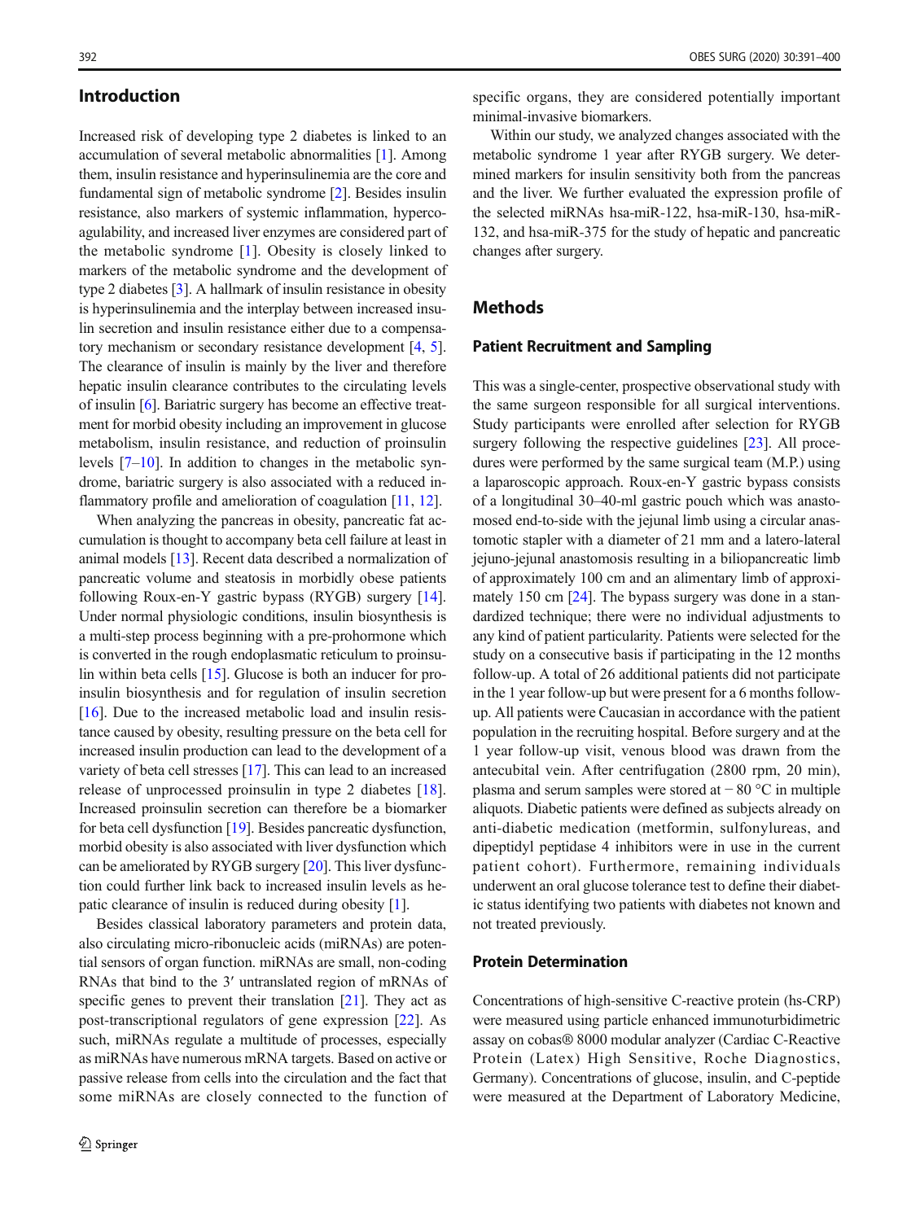## Introduction

Increased risk of developing type 2 diabetes is linked to an accumulation of several metabolic abnormalities [1]. Among them, insulin resistance and hyperinsulinemia are the core and fundamental sign of metabolic syndrome [2]. Besides insulin resistance, also markers of systemic inflammation, hypercoagulability, and increased liver enzymes are considered part of the metabolic syndrome [1]. Obesity is closely linked to markers of the metabolic syndrome and the development of type 2 diabetes [3]. A hallmark of insulin resistance in obesity is hyperinsulinemia and the interplay between increased insulin secretion and insulin resistance either due to a compensatory mechanism or secondary resistance development [4, 5]. The clearance of insulin is mainly by the liver and therefore hepatic insulin clearance contributes to the circulating levels of insulin [6]. Bariatric surgery has become an effective treatment for morbid obesity including an improvement in glucose metabolism, insulin resistance, and reduction of proinsulin levels [7–10]. In addition to changes in the metabolic syndrome, bariatric surgery is also associated with a reduced inflammatory profile and amelioration of coagulation [11, 12].

When analyzing the pancreas in obesity, pancreatic fat accumulation is thought to accompany beta cell failure at least in animal models [13]. Recent data described a normalization of pancreatic volume and steatosis in morbidly obese patients following Roux-en-Y gastric bypass (RYGB) surgery [14]. Under normal physiologic conditions, insulin biosynthesis is a multi-step process beginning with a pre-prohormone which is converted in the rough endoplasmatic reticulum to proinsulin within beta cells [15]. Glucose is both an inducer for proinsulin biosynthesis and for regulation of insulin secretion [16]. Due to the increased metabolic load and insulin resistance caused by obesity, resulting pressure on the beta cell for increased insulin production can lead to the development of a variety of beta cell stresses [17]. This can lead to an increased release of unprocessed proinsulin in type 2 diabetes [18]. Increased proinsulin secretion can therefore be a biomarker for beta cell dysfunction [19]. Besides pancreatic dysfunction, morbid obesity is also associated with liver dysfunction which can be ameliorated by RYGB surgery [20]. This liver dysfunction could further link back to increased insulin levels as hepatic clearance of insulin is reduced during obesity [1].

Besides classical laboratory parameters and protein data, also circulating micro-ribonucleic acids (miRNAs) are potential sensors of organ function. miRNAs are small, non-coding RNAs that bind to the 3′ untranslated region of mRNAs of specific genes to prevent their translation [21]. They act as post-transcriptional regulators of gene expression [22]. As such, miRNAs regulate a multitude of processes, especially as miRNAs have numerous mRNA targets. Based on active or passive release from cells into the circulation and the fact that some miRNAs are closely connected to the function of specific organs, they are considered potentially important minimal-invasive biomarkers.

Within our study, we analyzed changes associated with the metabolic syndrome 1 year after RYGB surgery. We determined markers for insulin sensitivity both from the pancreas and the liver. We further evaluated the expression profile of the selected miRNAs hsa-miR-122, hsa-miR-130, hsa-miR-132, and hsa-miR-375 for the study of hepatic and pancreatic changes after surgery.

## Methods

### Patient Recruitment and Sampling

This was a single-center, prospective observational study with the same surgeon responsible for all surgical interventions. Study participants were enrolled after selection for RYGB surgery following the respective guidelines [23]. All procedures were performed by the same surgical team (M.P.) using a laparoscopic approach. Roux-en-Y gastric bypass consists of a longitudinal 30–40-ml gastric pouch which was anastomosed end-to-side with the jejunal limb using a circular anastomotic stapler with a diameter of 21 mm and a latero-lateral jejuno-jejunal anastomosis resulting in a biliopancreatic limb of approximately 100 cm and an alimentary limb of approximately 150 cm [24]. The bypass surgery was done in a standardized technique; there were no individual adjustments to any kind of patient particularity. Patients were selected for the study on a consecutive basis if participating in the 12 months follow-up. A total of 26 additional patients did not participate in the 1 year follow-up but were present for a 6 months follow-up. All patients were Caucasian in accordance with the patient population in the recruiting hospital. Before surgery and at the 1 year follow-up visit, venous blood was drawn from the antecubital vein. After centrifugation (2800 rpm, 20 min), plasma and serum samples were stored at − 80 °C in multiple aliquots. Diabetic patients were defined as subjects already on anti-diabetic medication (metformin, sulfonylureas, and dipeptidyl peptidase 4 inhibitors were in use in the current patient cohort). Furthermore, remaining individuals underwent an oral glucose tolerance test to define their diabetic status identifying two patients with diabetes not known and not treated previously.

### Protein Determination

Concentrations of high-sensitive C-reactive protein (hs-CRP) were measured using particle enhanced immunoturbidimetric assay on cobas® 8000 modular analyzer (Cardiac C-Reactive Protein (Latex) High Sensitive, Roche Diagnostics, Germany). Concentrations of glucose, insulin, and C-peptide were measured at the Department of Laboratory Medicine,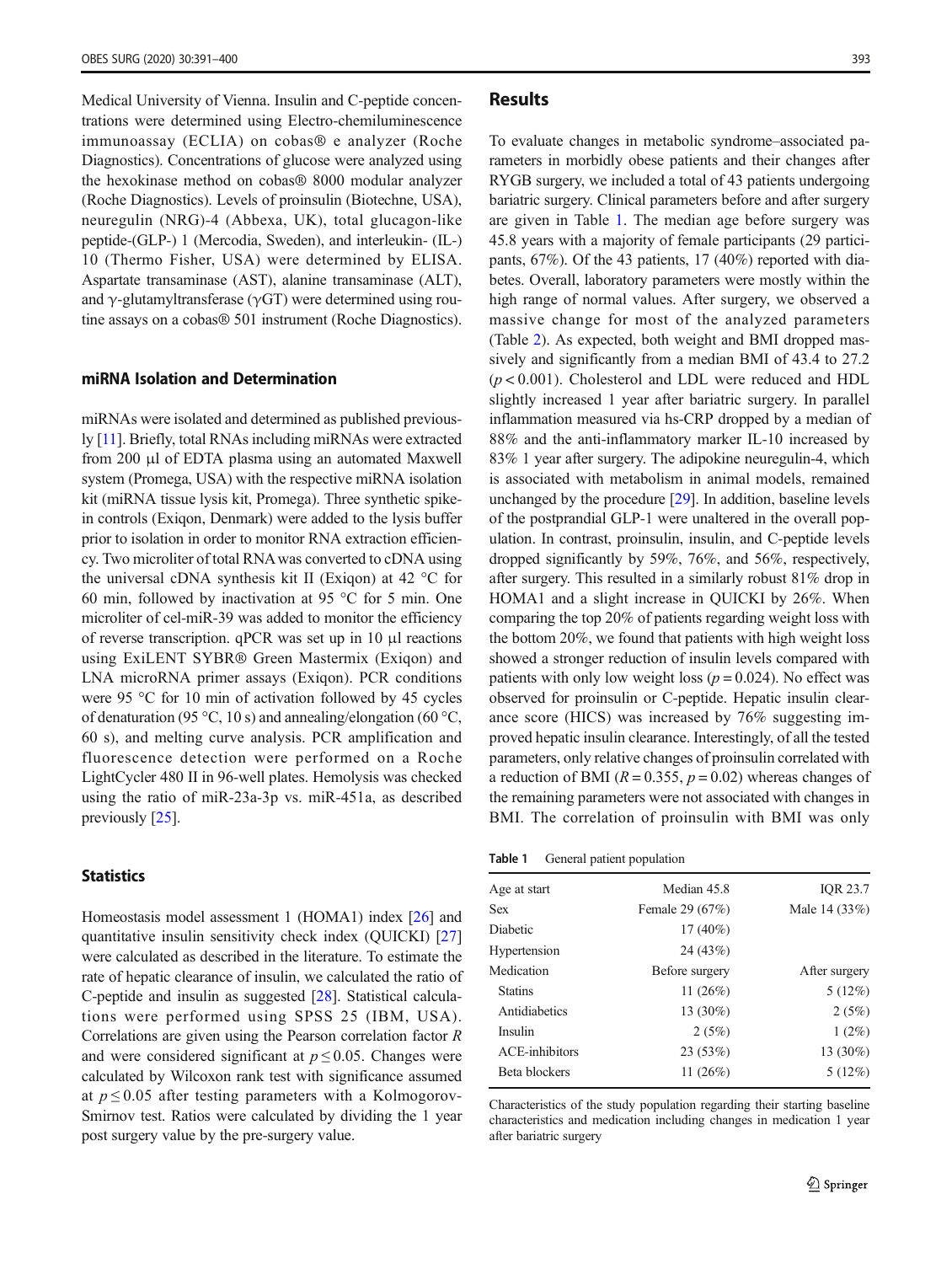Medical University of Vienna. Insulin and C-peptide concentrations were determined using Electro-chemiluminescence immunoassay (ECLIA) on cobas® e analyzer (Roche Diagnostics). Concentrations of glucose were analyzed using the hexokinase method on cobas® 8000 modular analyzer (Roche Diagnostics). Levels of proinsulin (Biotechne, USA), neuregulin (NRG)-4 (Abbexa, UK), total glucagon-like peptide-(GLP-) 1 (Mercodia, Sweden), and interleukin- (IL-) 10 (Thermo Fisher, USA) were determined by ELISA. Aspartate transaminase (AST), alanine transaminase (ALT), and γ-glutamyltransferase (γGT) were determined using routine assays on a cobas® 501 instrument (Roche Diagnostics).

### miRNA Isolation and Determination

miRNAs were isolated and determined as published previously [11]. Briefly, total RNAs including miRNAs were extracted from 200 μl of EDTA plasma using an automated Maxwell system (Promega, USA) with the respective miRNA isolation kit (miRNA tissue lysis kit, Promega). Three synthetic spike-in controls (Exiqon, Denmark) were added to the lysis buffer prior to isolation in order to monitor RNA extraction efficiency. Two microliter of total RNA was converted to cDNA using the universal cDNA synthesis kit II (Exiqon) at 42 °C for 60 min, followed by inactivation at 95 °C for 5 min. One microliter of cel-miR-39 was added to monitor the efficiency of reverse transcription. qPCR was set up in 10 μl reactions using ExiLENT SYBR® Green Mastermix (Exiqon) and LNA microRNA primer assays (Exiqon). PCR conditions were 95 °C for 10 min of activation followed by 45 cycles of denaturation (95 °C, 10 s) and annealing/elongation (60 °C, 60 s), and melting curve analysis. PCR amplification and fluorescence detection were performed on a Roche LightCycler 480 II in 96-well plates. Hemolysis was checked using the ratio of miR-23a-3p vs. miR-451a, as described previously [25].

### Statistics

Homeostasis model assessment 1 (HOMA1) index [26] and quantitative insulin sensitivity check index (QUICKI) [27] were calculated as described in the literature. To estimate the rate of hepatic clearance of insulin, we calculated the ratio of C-peptide and insulin as suggested [28]. Statistical calculations were performed using SPSS 25 (IBM, USA). Correlations are given using the Pearson correlation factor $R$ and were considered significant at $p \leq 0.05$. Changes were calculated by Wilcoxon rank test with significance assumed at $p \leq 0.05$ after testing parameters with a Kolmogorov-Smirnov test. Ratios were calculated by dividing the 1 year post surgery value by the pre-surgery value.

## Results

To evaluate changes in metabolic syndrome–associated parameters in morbidly obese patients and their changes after RYGB surgery, we included a total of 43 patients undergoing bariatric surgery. Clinical parameters before and after surgery are given in Table 1. The median age before surgery was 45.8 years with a majority of female participants (29 participants, 67%). Of the 43 patients, 17 (40%) reported with diabetes. Overall, laboratory parameters were mostly within the high range of normal values. After surgery, we observed a massive change for most of the analyzed parameters (Table 2). As expected, both weight and BMI dropped massively and significantly from a median BMI of 43.4 to 27.2 ($p < 0.001$). Cholesterol and LDL were reduced and HDL slightly increased 1 year after bariatric surgery. In parallel inflammation measured via hs-CRP dropped by a median of 88% and the anti-inflammatory marker IL-10 increased by 83% 1 year after surgery. The adipokine neuregulin-4, which is associated with metabolism in animal models, remained unchanged by the procedure [29]. In addition, baseline levels of the postprandial GLP-1 were unaltered in the overall population. In contrast, proinsulin, insulin, and C-peptide levels dropped significantly by 59%, 76%, and 56%, respectively, after surgery. This resulted in a similarly robust 81% drop in HOMA1 and a slight increase in QUICKI by 26%. When comparing the top 20% of patients regarding weight loss with the bottom 20%, we found that patients with high weight loss showed a stronger reduction of insulin levels compared with patients with only low weight loss ($p = 0.024$). No effect was observed for proinsulin or C-peptide. Hepatic insulin clearance score (HICS) was increased by 76% suggesting improved hepatic insulin clearance. Interestingly, of all the tested parameters, only relative changes of proinsulin correlated with a reduction of BMI ($R = 0.355$, $p = 0.02$) whereas changes of the remaining parameters were not associated with changes in BMI. The correlation of proinsulin with BMI was only

**Table 1** General patient population

| | | |
|---|---|---|
| Age at start | Median 45.8 | IQR 23.7 |
| Sex | Female 29 (67%) | Male 14 (33%) |
| Diabetic | 17 (40%) | |
| Hypertension | 24 (43%) | |
| Medication | Before surgery | After surgery |
| Statins | 11 (26%) | 5 (12%) |
| Antidiabetics | 13 (30%) | 2 (5%) |
| Insulin | 2 (5%) | 1 (2%) |
| ACE-inhibitors | 23 (53%) | 13 (30%) |
| Beta blockers | 11 (26%) | 5 (12%) |

Characteristics of the study population regarding their starting baseline characteristics and medication including changes in medication 1 year after bariatric surgery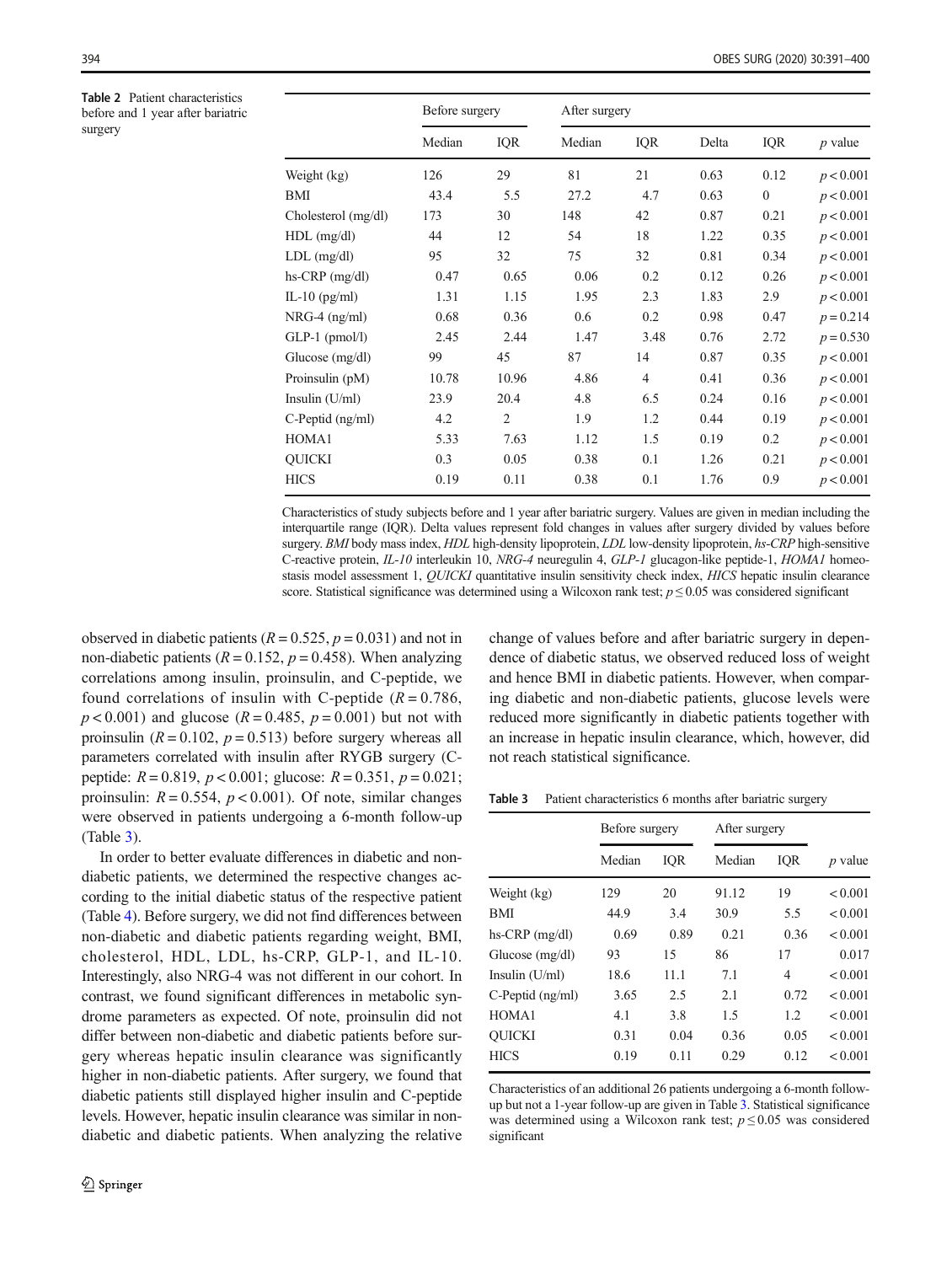**Table 2** Patient characteristics before and 1 year after bariatric surgery

| | Before surgery | | After surgery | | | | |
|---|---|---|---|---|---|---|---|
| | Median | IQR | Median | IQR | Delta | IQR | *p* value |
| Weight (kg) | 126 | 29 | 81 | 21 | 0.63 | 0.12 | $p < 0.001$ |
| BMI | 43.4 | 5.5 | 27.2 | 4.7 | 0.63 | 0 | $p < 0.001$ |
| Cholesterol (mg/dl) | 173 | 30 | 148 | 42 | 0.87 | 0.21 | $p < 0.001$ |
| HDL (mg/dl) | 44 | 12 | 54 | 18 | 1.22 | 0.35 | $p < 0.001$ |
| LDL (mg/dl) | 95 | 32 | 75 | 32 | 0.81 | 0.34 | $p < 0.001$ |
| hs-CRP (mg/dl) | 0.47 | 0.65 | 0.06 | 0.2 | 0.12 | 0.26 | $p < 0.001$ |
| IL-10 (pg/ml) | 1.31 | 1.15 | 1.95 | 2.3 | 1.83 | 2.9 | $p < 0.001$ |
| NRG-4 (ng/ml) | 0.68 | 0.36 | 0.6 | 0.2 | 0.98 | 0.47 | $p = 0.214$ |
| GLP-1 (pmol/l) | 2.45 | 2.44 | 1.47 | 3.48 | 0.76 | 2.72 | $p = 0.530$ |
| Glucose (mg/dl) | 99 | 45 | 87 | 14 | 0.87 | 0.35 | $p < 0.001$ |
| Proinsulin (pM) | 10.78 | 10.96 | 4.86 | 4 | 0.41 | 0.36 | $p < 0.001$ |
| Insulin (U/ml) | 23.9 | 20.4 | 4.8 | 6.5 | 0.24 | 0.16 | $p < 0.001$ |
| C-Peptid (ng/ml) | 4.2 | 2 | 1.9 | 1.2 | 0.44 | 0.19 | $p < 0.001$ |
| HOMA1 | 5.33 | 7.63 | 1.12 | 1.5 | 0.19 | 0.2 | $p < 0.001$ |
| QUICKI | 0.3 | 0.05 | 0.38 | 0.1 | 1.26 | 0.21 | $p < 0.001$ |
| HICS | 0.19 | 0.11 | 0.38 | 0.1 | 1.76 | 0.9 | $p < 0.001$ |

Characteristics of study subjects before and 1 year after bariatric surgery. Values are given in median including the interquartile range (IQR). Delta values represent fold changes in values after surgery divided by values before surgery. *BMI* body mass index, *HDL* high-density lipoprotein, *LDL* low-density lipoprotein, *hs-CRP* high-sensitive C-reactive protein, *IL-10* interleukin 10, *NRG-4* neuregulin 4, *GLP-1* glucagon-like peptide-1, *HOMA1* homeostasis model assessment 1, *QUICKI* quantitative insulin sensitivity check index, *HICS* hepatic insulin clearance score. Statistical significance was determined using a Wilcoxon rank test; $p \leq 0.05$ was considered significant

observed in diabetic patients ($R = 0.525$, $p = 0.031$) and not in non-diabetic patients ($R = 0.152$, $p = 0.458$). When analyzing correlations among insulin, proinsulin, and C-peptide, we found correlations of insulin with C-peptide ($R = 0.786$, $p < 0.001$) and glucose ($R = 0.485$, $p = 0.001$) but not with proinsulin ($R = 0.102$, $p = 0.513$) before surgery whereas all parameters correlated with insulin after RYGB surgery (C-peptide: $R = 0.819$, $p < 0.001$; glucose: $R = 0.351$, $p = 0.021$; proinsulin: $R = 0.554$, $p < 0.001$). Of note, similar changes were observed in patients undergoing a 6-month follow-up (Table 3).

In order to better evaluate differences in diabetic and non-diabetic patients, we determined the respective changes according to the initial diabetic status of the respective patient (Table 4). Before surgery, we did not find differences between non-diabetic and diabetic patients regarding weight, BMI, cholesterol, HDL, LDL, hs-CRP, GLP-1, and IL-10. Interestingly, also NRG-4 was not different in our cohort. In contrast, we found significant differences in metabolic syndrome parameters as expected. Of note, proinsulin did not differ between non-diabetic and diabetic patients before surgery whereas hepatic insulin clearance was significantly higher in non-diabetic patients. After surgery, we found that diabetic patients still displayed higher insulin and C-peptide levels. However, hepatic insulin clearance was similar in non-diabetic and diabetic patients. When analyzing the relative change of values before and after bariatric surgery in dependence of diabetic status, we observed reduced loss of weight and hence BMI in diabetic patients. However, when comparing diabetic and non-diabetic patients, glucose levels were reduced more significantly in diabetic patients together with an increase in hepatic insulin clearance, which, however, did not reach statistical significance.

**Table 3** Patient characteristics 6 months after bariatric surgery

| | Before surgery | | After surgery | | |
|---|---|---|---|---|---|
| | Median | IQR | Median | IQR | *p* value |
| Weight (kg) | 129 | 20 | 91.12 | 19 | < 0.001 |
| BMI | 44.9 | 3.4 | 30.9 | 5.5 | < 0.001 |
| hs-CRP (mg/dl) | 0.69 | 0.89 | 0.21 | 0.36 | < 0.001 |
| Glucose (mg/dl) | 93 | 15 | 86 | 17 | 0.017 |
| Insulin (U/ml) | 18.6 | 11.1 | 7.1 | 4 | < 0.001 |
| C-Peptid (ng/ml) | 3.65 | 2.5 | 2.1 | 0.72 | < 0.001 |
| HOMA1 | 4.1 | 3.8 | 1.5 | 1.2 | < 0.001 |
| QUICKI | 0.31 | 0.04 | 0.36 | 0.05 | < 0.001 |
| HICS | 0.19 | 0.11 | 0.29 | 0.12 | < 0.001 |

Characteristics of an additional 26 patients undergoing a 6-month follow-up but not a 1-year follow-up are given in Table 3. Statistical significance was determined using a Wilcoxon rank test; $p \leq 0.05$ was considered significant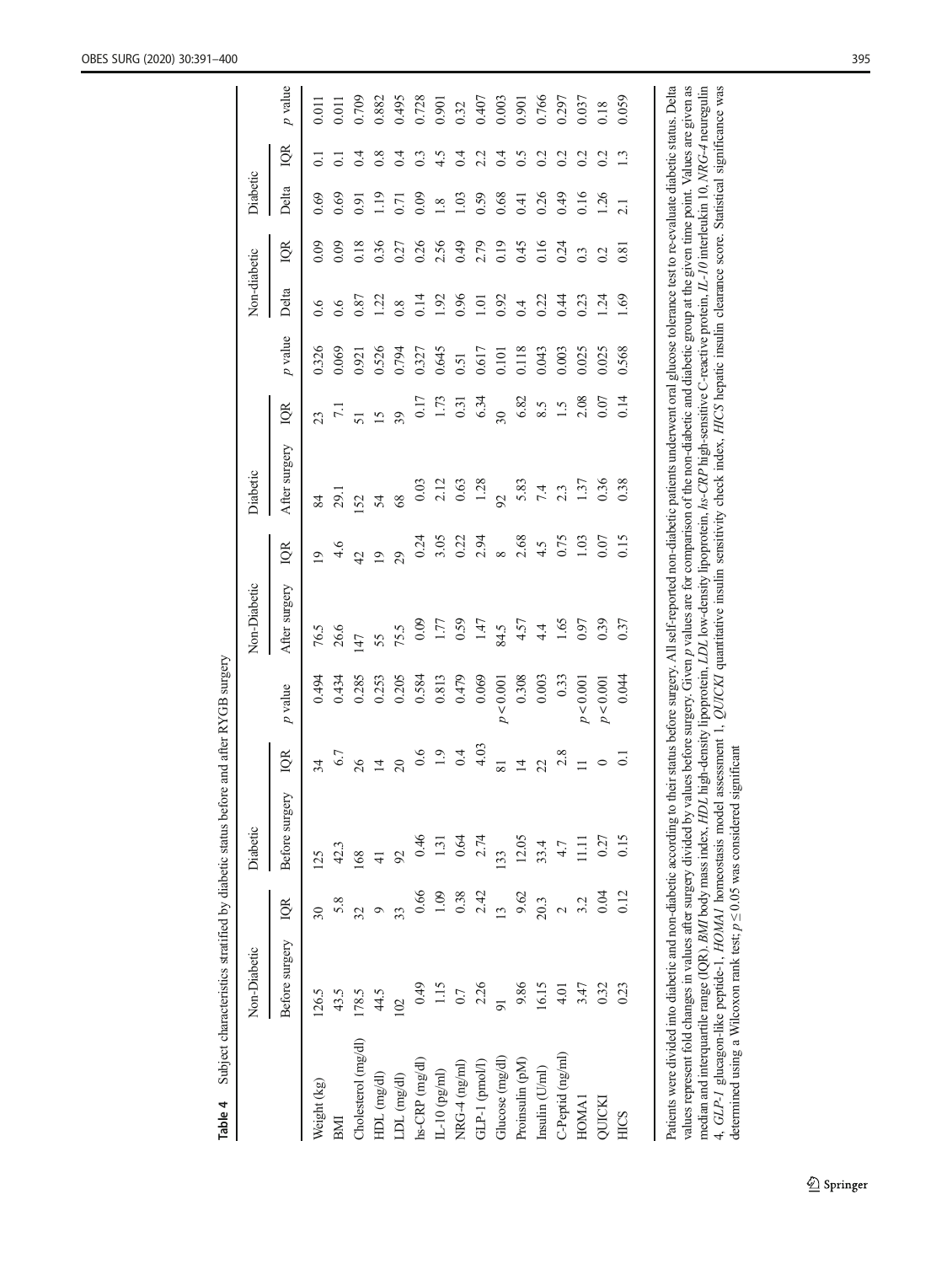**Table 4** Subject characteristics stratified by diabetic status before and after RYGB surgery

| | Non-Diabetic | | Diabetic | | | Non-Diabetic | | Diabetic | | | Non-diabetic | | Diabetic | | |
|---|---|---|---|---|---|---|---|---|---|---|---|---|---|---|---|
| | Before surgery | IQR | Before surgery | IQR | *p* value | After surgery | IQR | After surgery | IQR | *p* value | Delta | IQR | Delta | IQR | *p* value |
| Weight (kg) | 126.5 | 30 | 125 | 34 | 0.494 | 76.5 | 19 | 84 | 23 | 0.326 | 0.6 | 0.09 | 0.69 | 0.1 | 0.011 |
| BMI | 43.5 | 5.8 | 42.3 | 6.7 | 0.434 | 26.6 | 4.6 | 29.1 | 7.1 | 0.069 | 0.6 | 0.09 | 0.69 | 0.1 | 0.011 |
| Cholesterol (mg/dl) | 178.5 | 32 | 168 | 26 | 0.285 | 147 | 42 | 152 | 51 | 0.921 | 0.87 | 0.18 | 0.91 | 0.4 | 0.709 |
| HDL (mg/dl) | 44.5 | 9 | 41 | 14 | 0.253 | 55 | 19 | 54 | 15 | 0.526 | 1.22 | 0.36 | 1.19 | 0.8 | 0.882 |
| LDL (mg/dl) | 102 | 33 | 92 | 20 | 0.205 | 75.5 | 29 | 68 | 39 | 0.794 | 0.8 | 0.27 | 0.71 | 0.4 | 0.495 |
| hs-CRP (mg/dl) | 0.49 | 0.66 | 0.46 | 0.6 | 0.584 | 0.09 | 0.24 | 0.03 | 0.17 | 0.327 | 0.14 | 0.26 | 0.09 | 0.3 | 0.728 |
| IL-10 (pg/ml) | 1.15 | 1.09 | 1.31 | 1.9 | 0.813 | 1.77 | 3.05 | 2.12 | 1.73 | 0.645 | 1.92 | 2.56 | 1.8 | 4.5 | 0.901 |
| NRG-4 (ng/ml) | 0.7 | 0.38 | 0.64 | 0.4 | 0.479 | 0.59 | 0.22 | 0.63 | 0.31 | 0.51 | 0.96 | 0.49 | 1.03 | 0.4 | 0.32 |
| GLP-1 (pmol/l) | 2.26 | 2.42 | 2.74 | 4.03 | 0.069 | 1.47 | 2.94 | 1.28 | 6.34 | 0.617 | 1.01 | 2.79 | 0.59 | 2.2 | 0.407 |
| Glucose (mg/dl) | 91 | 13 | 133 | 81 | $p < 0.001$ | 84.5 | 8 | 92 | 30 | 0.101 | 0.92 | 0.19 | 0.68 | 0.4 | 0.003 |
| Proinsulin (pM) | 9.86 | 9.62 | 12.05 | 14 | 0.308 | 4.57 | 2.68 | 5.83 | 6.82 | 0.118 | 0.4 | 0.45 | 0.41 | 0.5 | 0.901 |
| Insulin (U/ml) | 16.15 | 20.3 | 33.4 | 22 | 0.003 | 4.4 | 4.5 | 7.4 | 8.5 | 0.043 | 0.22 | 0.16 | 0.26 | 0.2 | 0.766 |
| C-Peptid (ng/ml) | 4.01 | 2 | 4.7 | 2.8 | 0.33 | 1.65 | 0.75 | 2.3 | 1.5 | 0.003 | 0.44 | 0.24 | 0.49 | 0.2 | 0.297 |
| HOMA1 | 3.47 | 3.2 | 11.11 | 11 | $p < 0.001$ | 0.97 | 1.03 | 1.37 | 2.08 | 0.025 | 0.23 | 0.3 | 0.16 | 0.2 | 0.037 |
| QUICKI | 0.32 | 0.04 | 0.27 | 0 | $p < 0.001$ | 0.39 | 0.07 | 0.36 | 0.07 | 0.025 | 1.24 | 0.2 | 1.26 | 0.2 | 0.18 |
| HICS | 0.23 | 0.12 | 0.15 | 0.1 | 0.044 | 0.37 | 0.15 | 0.38 | 0.14 | 0.568 | 1.69 | 0.81 | 2.1 | 1.3 | 0.059 |

Patients were divided into diabetic and non-diabetic according to their status before surgery. All self-reported non-diabetic patients underwent oral glucose tolerance test to re-evaluate diabetic status. Delta values represent fold changes in values after surgery divided by values before surgery. Given *p* values are for comparison of the non-diabetic and diabetic group at the given time point. Values are given as median and interquartile range (IQR). *BMI* body mass index, *HDL* high-density lipoprotein, *LDL* low-density lipoprotein, *hs-CRP* high-sensitive C-reactive protein, *IL-10* interleukin 10, *NRG-4* neuregulin 4, *GLP-1* glucagon-like peptide-1, *HOMA1* homeostasis model assessment 1, *QUICKI* quantitative insulin sensitivity check index, *HICS* hepatic insulin clearance score. Statistical significance was determined using a Wilcoxon rank test; $p \leq 0.05$ was considered significant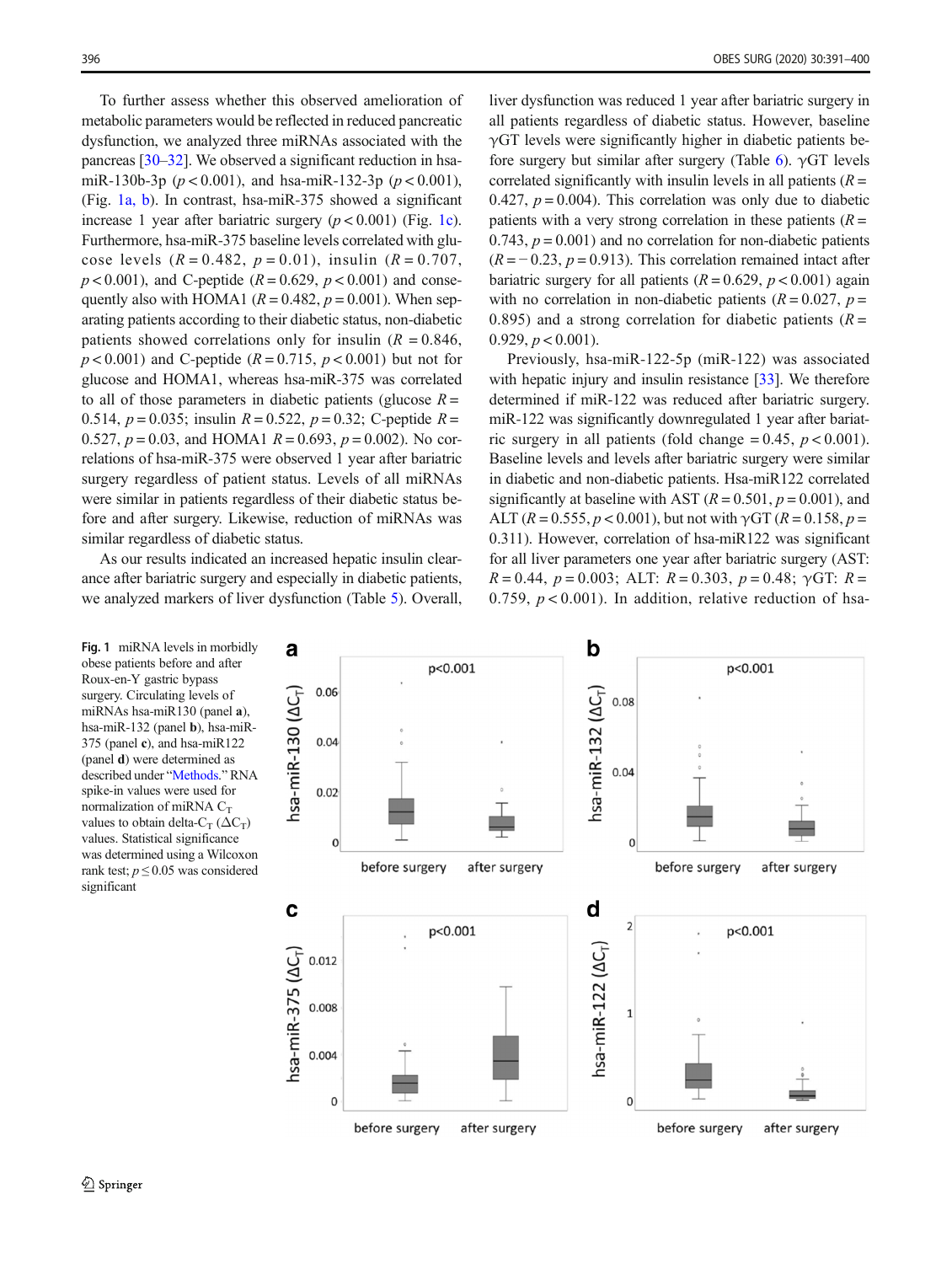To further assess whether this observed amelioration of metabolic parameters would be reflected in reduced pancreatic dysfunction, we analyzed three miRNAs associated with the pancreas [30–32]. We observed a significant reduction in hsa-miR-130b-3p ($p < 0.001$), and hsa-miR-132-3p ($p < 0.001$), (Fig. 1a, b). In contrast, hsa-miR-375 showed a significant increase 1 year after bariatric surgery ($p < 0.001$) (Fig. 1c). Furthermore, hsa-miR-375 baseline levels correlated with glucose levels ($R = 0.482$, $p = 0.01$), insulin ($R = 0.707$, $p < 0.001$), and C-peptide ($R = 0.629$, $p < 0.001$) and consequently also with HOMA1 ($R = 0.482$, $p = 0.001$). When separating patients according to their diabetic status, non-diabetic patients showed correlations only for insulin ($R = 0.846$, $p < 0.001$) and C-peptide ($R = 0.715$, $p < 0.001$) but not for glucose and HOMA1, whereas hsa-miR-375 was correlated to all of those parameters in diabetic patients (glucose $R = 0.514$, $p = 0.035$; insulin $R = 0.522$, $p = 0.32$; C-peptide $R = 0.527$, $p = 0.03$, and HOMA1 $R = 0.693$, $p = 0.002$). No correlations of hsa-miR-375 were observed 1 year after bariatric surgery regardless of patient status. Levels of all miRNAs were similar in patients regardless of their diabetic status before and after surgery. Likewise, reduction of miRNAs was similar regardless of diabetic status.

As our results indicated an increased hepatic insulin clearance after bariatric surgery and especially in diabetic patients, we analyzed markers of liver dysfunction (Table 5). Overall, liver dysfunction was reduced 1 year after bariatric surgery in all patients regardless of diabetic status. However, baseline γGT levels were significantly higher in diabetic patients before surgery but similar after surgery (Table 6). γGT levels correlated significantly with insulin levels in all patients ($R = 0.427$, $p = 0.004$). This correlation was only due to diabetic patients with a very strong correlation in these patients ($R = 0.743$, $p = 0.001$) and no correlation for non-diabetic patients ($R = -0.23$, $p = 0.913$). This correlation remained intact after bariatric surgery for all patients ($R = 0.629$, $p < 0.001$) again with no correlation in non-diabetic patients ($R = 0.027$, $p = 0.895$) and a strong correlation for diabetic patients ($R = 0.929$, $p < 0.001$).

Previously, hsa-miR-122-5p (miR-122) was associated with hepatic injury and insulin resistance [33]. We therefore determined if miR-122 was reduced after bariatric surgery. miR-122 was significantly downregulated 1 year after bariatric surgery in all patients (fold change $= 0.45$, $p < 0.001$). Baseline levels and levels after bariatric surgery were similar in diabetic and non-diabetic patients. Hsa-miR122 correlated significantly at baseline with AST ($R = 0.501$, $p = 0.001$), and ALT ($R = 0.555$, $p < 0.001$), but not with γGT ($R = 0.158$, $p = 0.311$). However, correlation of hsa-miR122 was significant for all liver parameters one year after bariatric surgery (AST: $R = 0.44$, $p = 0.003$; ALT: $R = 0.303$, $p = 0.48$; γGT: $R = 0.759$, $p < 0.001$). In addition, relative reduction of hsa-

**Fig. 1** miRNA levels in morbidly obese patients before and after Roux-en-Y gastric bypass surgery. Circulating levels of miRNAs hsa-miR130 (panel **a**), hsa-miR-132 (panel **b**), hsa-miR-375 (panel **c**), and hsa-miR122 (panel **d**) were determined as described under "Methods." RNA spike-in values were used for normalization of miRNA $C_T$ values to obtain delta-$C_T$ ($\Delta C_T$) values. Statistical significance was determined using a Wilcoxon rank test; $p \leq 0.05$ was considered significant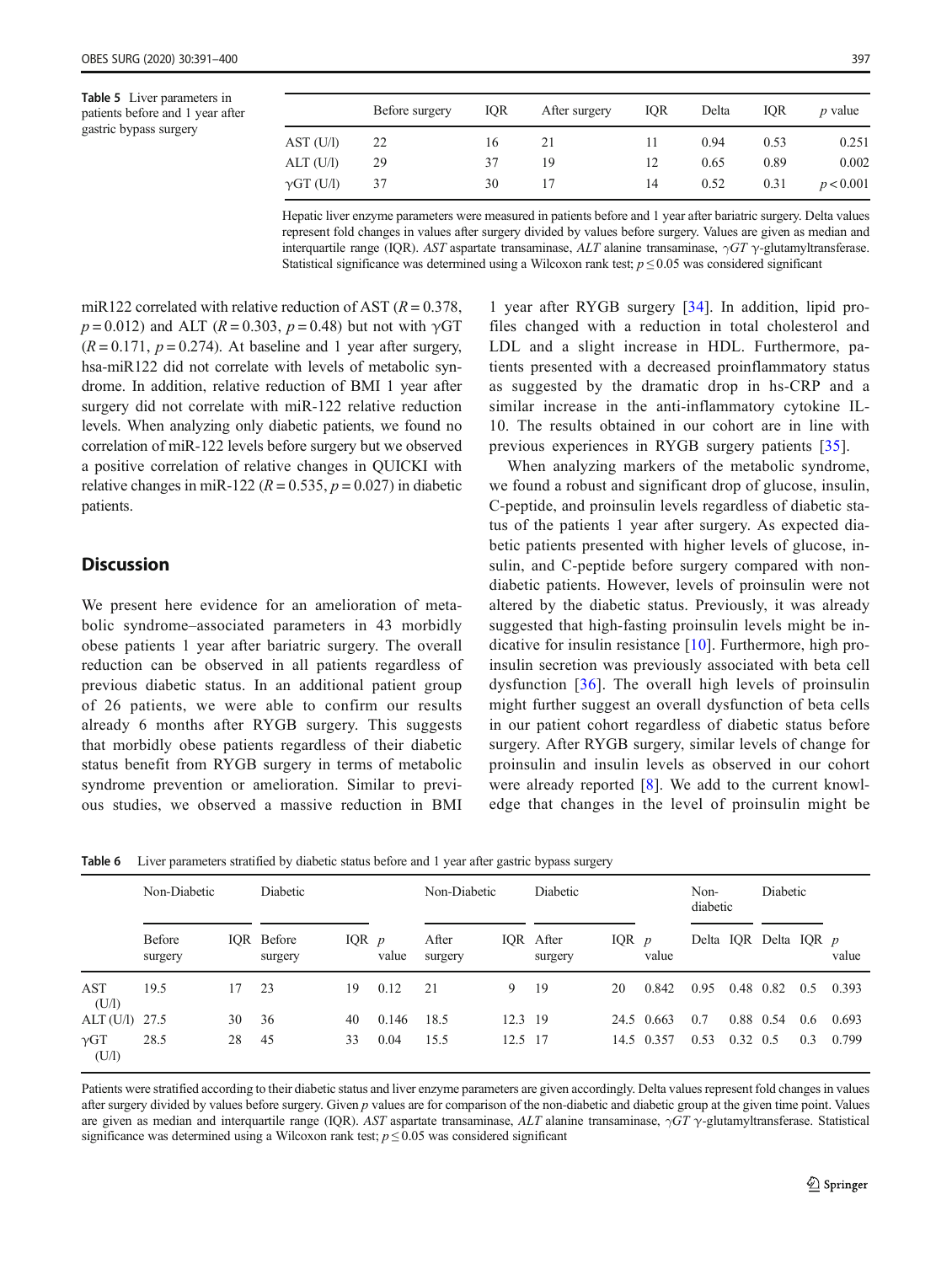**Table 5** Liver parameters in patients before and 1 year after gastric bypass surgery

| | Before surgery | IQR | After surgery | IQR | Delta | IQR | *p* value |
|---|---|---|---|---|---|---|---|
| AST (U/l) | 22 | 16 | 21 | 11 | 0.94 | 0.53 | 0.251 |
| ALT (U/l) | 29 | 37 | 19 | 12 | 0.65 | 0.89 | 0.002 |
| γGT (U/l) | 37 | 30 | 17 | 14 | 0.52 | 0.31 | $p < 0.001$ |

Hepatic liver enzyme parameters were measured in patients before and 1 year after bariatric surgery. Delta values represent fold changes in values after surgery divided by values before surgery. Values are given as median and interquartile range (IQR). *AST* aspartate transaminase, *ALT* alanine transaminase, *γGT* γ-glutamyltransferase. Statistical significance was determined using a Wilcoxon rank test; $p \leq 0.05$ was considered significant

miR122 correlated with relative reduction of AST ($R = 0.378$, $p = 0.012$) and ALT ($R = 0.303$, $p = 0.48$) but not with γGT ($R = 0.171$, $p = 0.274$). At baseline and 1 year after surgery, hsa-miR122 did not correlate with levels of metabolic syndrome. In addition, relative reduction of BMI 1 year after surgery did not correlate with miR-122 relative reduction levels. When analyzing only diabetic patients, we found no correlation of miR-122 levels before surgery but we observed a positive correlation of relative changes in QUICKI with relative changes in miR-122 ($R = 0.535$, $p = 0.027$) in diabetic patients.

## Discussion

We present here evidence for an amelioration of metabolic syndrome–associated parameters in 43 morbidly obese patients 1 year after bariatric surgery. The overall reduction can be observed in all patients regardless of previous diabetic status. In an additional patient group of 26 patients, we were able to confirm our results already 6 months after RYGB surgery. This suggests that morbidly obese patients regardless of their diabetic status benefit from RYGB surgery in terms of metabolic syndrome prevention or amelioration. Similar to previous studies, we observed a massive reduction in BMI 1 year after RYGB surgery [34]. In addition, lipid profiles changed with a reduction in total cholesterol and LDL and a slight increase in HDL. Furthermore, patients presented with a decreased proinflammatory status as suggested by the dramatic drop in hs-CRP and a similar increase in the anti-inflammatory cytokine IL-10. The results obtained in our cohort are in line with previous experiences in RYGB surgery patients [35].

When analyzing markers of the metabolic syndrome, we found a robust and significant drop of glucose, insulin, C-peptide, and proinsulin levels regardless of diabetic status of the patients 1 year after surgery. As expected diabetic patients presented with higher levels of glucose, insulin, and C-peptide before surgery compared with non-diabetic patients. However, levels of proinsulin were not altered by the diabetic status. Previously, it was already suggested that high-fasting proinsulin levels might be indicative for insulin resistance [10]. Furthermore, high proinsulin secretion was previously associated with beta cell dysfunction [36]. The overall high levels of proinsulin might further suggest an overall dysfunction of beta cells in our patient cohort regardless of diabetic status before surgery. After RYGB surgery, similar levels of change for proinsulin and insulin levels as observed in our cohort were already reported [8]. We add to the current knowledge that changes in the level of proinsulin might be

**Table 6** Liver parameters stratified by diabetic status before and 1 year after gastric bypass surgery

| | Non-Diabetic | | Diabetic | | | Non-Diabetic | | Diabetic | | | Non-diabetic | | Diabetic | | |
|---|---|---|---|---|---|---|---|---|---|---|---|---|---|---|---|
| | Before surgery | IQR | Before surgery | IQR | *p* value | After surgery | IQR | After surgery | IQR | *p* value | Delta | IQR | Delta | IQR | *p* value |
| AST (U/l) | 19.5 | 17 | 23 | 19 | 0.12 | 21 | 9 | 19 | 20 | 0.842 | 0.95 | 0.48 | 0.82 | 0.5 | 0.393 |
| ALT (U/l) | 27.5 | 30 | 36 | 40 | 0.146 | 18.5 | 12.3 | 19 | 24.5 | 0.663 | 0.7 | 0.88 | 0.54 | 0.6 | 0.693 |
| γGT (U/l) | 28.5 | 28 | 45 | 33 | 0.04 | 15.5 | 12.5 | 17 | 14.5 | 0.357 | 0.53 | 0.32 | 0.5 | 0.3 | 0.799 |

Patients were stratified according to their diabetic status and liver enzyme parameters are given accordingly. Delta values represent fold changes in values after surgery divided by values before surgery. Given *p* values are for comparison of the non-diabetic and diabetic group at the given time point. Values are given as median and interquartile range (IQR). *AST* aspartate transaminase, *ALT* alanine transaminase, *γGT* γ-glutamyltransferase. Statistical significance was determined using a Wilcoxon rank test; $p \leq 0.05$ was considered significant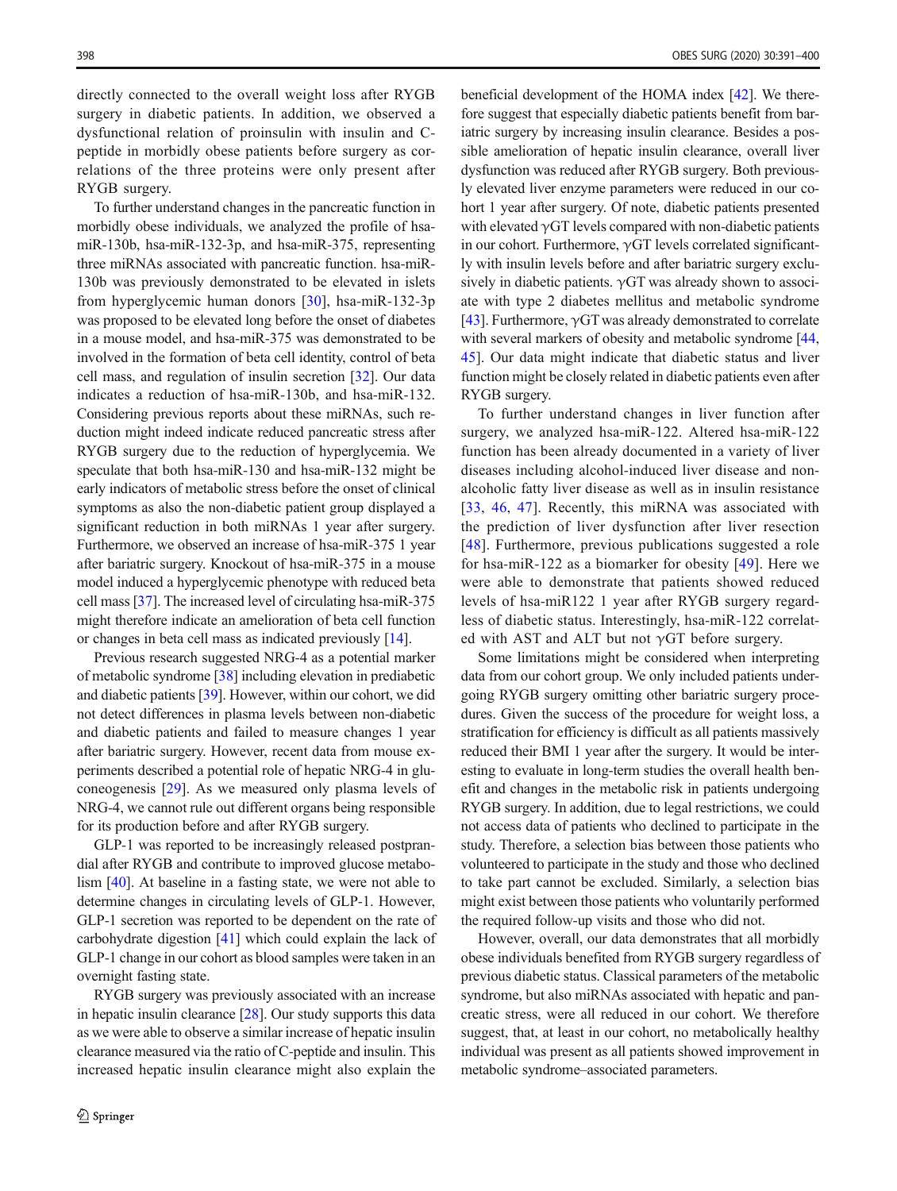directly connected to the overall weight loss after RYGB surgery in diabetic patients. In addition, we observed a dysfunctional relation of proinsulin with insulin and C-peptide in morbidly obese patients before surgery as correlations of the three proteins were only present after RYGB surgery.

To further understand changes in the pancreatic function in morbidly obese individuals, we analyzed the profile of hsa-miR-130b, hsa-miR-132-3p, and hsa-miR-375, representing three miRNAs associated with pancreatic function. hsa-miR-130b was previously demonstrated to be elevated in islets from hyperglycemic human donors [30], hsa-miR-132-3p was proposed to be elevated long before the onset of diabetes in a mouse model, and hsa-miR-375 was demonstrated to be involved in the formation of beta cell identity, control of beta cell mass, and regulation of insulin secretion [32]. Our data indicates a reduction of hsa-miR-130b, and hsa-miR-132. Considering previous reports about these miRNAs, such reduction might indeed indicate reduced pancreatic stress after RYGB surgery due to the reduction of hyperglycemia. We speculate that both hsa-miR-130 and hsa-miR-132 might be early indicators of metabolic stress before the onset of clinical symptoms as also the non-diabetic patient group displayed a significant reduction in both miRNAs 1 year after surgery. Furthermore, we observed an increase of hsa-miR-375 1 year after bariatric surgery. Knockout of hsa-miR-375 in a mouse model induced a hyperglycemic phenotype with reduced beta cell mass [37]. The increased level of circulating hsa-miR-375 might therefore indicate an amelioration of beta cell function or changes in beta cell mass as indicated previously [14].

Previous research suggested NRG-4 as a potential marker of metabolic syndrome [38] including elevation in prediabetic and diabetic patients [39]. However, within our cohort, we did not detect differences in plasma levels between non-diabetic and diabetic patients and failed to measure changes 1 year after bariatric surgery. However, recent data from mouse experiments described a potential role of hepatic NRG-4 in gluconeogenesis [29]. As we measured only plasma levels of NRG-4, we cannot rule out different organs being responsible for its production before and after RYGB surgery.

GLP-1 was reported to be increasingly released postprandial after RYGB and contribute to improved glucose metabolism [40]. At baseline in a fasting state, we were not able to determine changes in circulating levels of GLP-1. However, GLP-1 secretion was reported to be dependent on the rate of carbohydrate digestion [41] which could explain the lack of GLP-1 change in our cohort as blood samples were taken in an overnight fasting state.

RYGB surgery was previously associated with an increase in hepatic insulin clearance [28]. Our study supports this data as we were able to observe a similar increase of hepatic insulin clearance measured via the ratio of C-peptide and insulin. This increased hepatic insulin clearance might also explain the beneficial development of the HOMA index [42]. We therefore suggest that especially diabetic patients benefit from bariatric surgery by increasing insulin clearance. Besides a possible amelioration of hepatic insulin clearance, overall liver dysfunction was reduced after RYGB surgery. Both previously elevated liver enzyme parameters were reduced in our cohort 1 year after surgery. Of note, diabetic patients presented with elevated γGT levels compared with non-diabetic patients in our cohort. Furthermore, γGT levels correlated significantly with insulin levels before and after bariatric surgery exclusively in diabetic patients. γGT was already shown to associate with type 2 diabetes mellitus and metabolic syndrome [43]. Furthermore, γGT was already demonstrated to correlate with several markers of obesity and metabolic syndrome [44, 45]. Our data might indicate that diabetic status and liver function might be closely related in diabetic patients even after RYGB surgery.

To further understand changes in liver function after surgery, we analyzed hsa-miR-122. Altered hsa-miR-122 function has been already documented in a variety of liver diseases including alcohol-induced liver disease and non-alcoholic fatty liver disease as well as in insulin resistance [33, 46, 47]. Recently, this miRNA was associated with the prediction of liver dysfunction after liver resection [48]. Furthermore, previous publications suggested a role for hsa-miR-122 as a biomarker for obesity [49]. Here we were able to demonstrate that patients showed reduced levels of hsa-miR122 1 year after RYGB surgery regardless of diabetic status. Interestingly, hsa-miR-122 correlated with AST and ALT but not γGT before surgery.

Some limitations might be considered when interpreting data from our cohort group. We only included patients undergoing RYGB surgery omitting other bariatric surgery procedures. Given the success of the procedure for weight loss, a stratification for efficiency is difficult as all patients massively reduced their BMI 1 year after the surgery. It would be interesting to evaluate in long-term studies the overall health benefit and changes in the metabolic risk in patients undergoing RYGB surgery. In addition, due to legal restrictions, we could not access data of patients who declined to participate in the study. Therefore, a selection bias between those patients who volunteered to participate in the study and those who declined to take part cannot be excluded. Similarly, a selection bias might exist between those patients who voluntarily performed the required follow-up visits and those who did not.

However, overall, our data demonstrates that all morbidly obese individuals benefited from RYGB surgery regardless of previous diabetic status. Classical parameters of the metabolic syndrome, but also miRNAs associated with hepatic and pancreatic stress, were all reduced in our cohort. We therefore suggest, that, at least in our cohort, no metabolically healthy individual was present as all patients showed improvement in metabolic syndrome–associated parameters.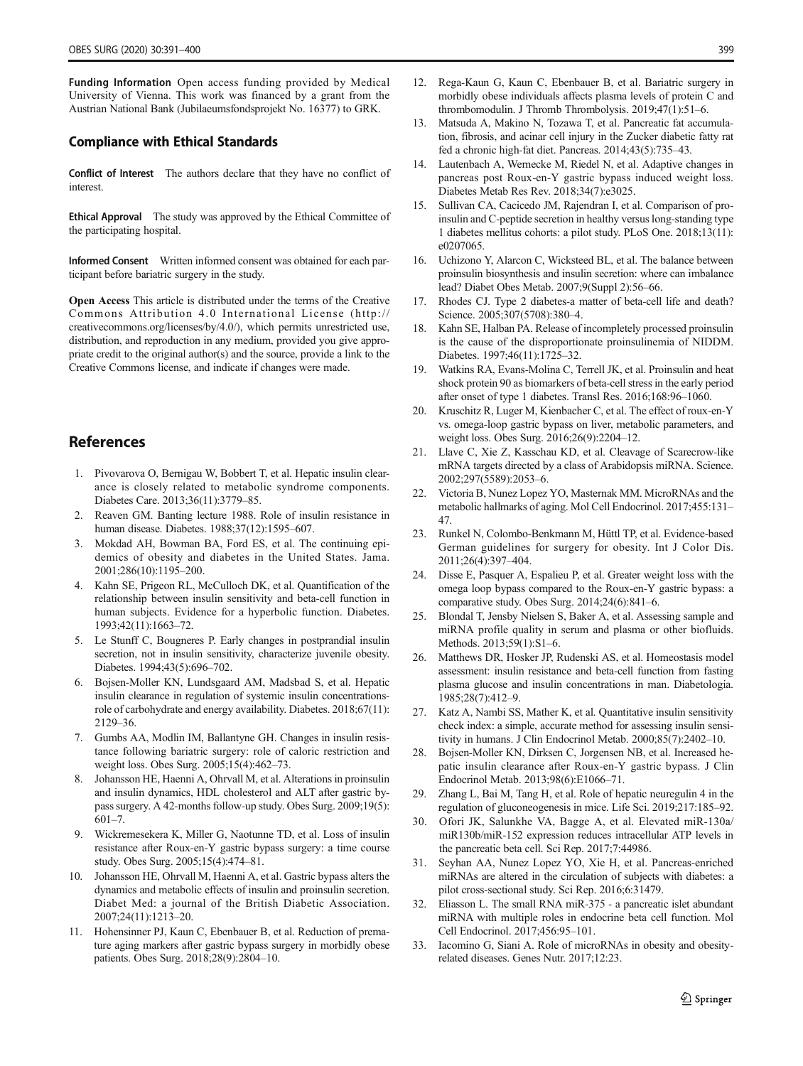**Funding Information** Open access funding provided by Medical University of Vienna. This work was financed by a grant from the Austrian National Bank (Jubilaeumsfondsprojekt No. 16377) to GRK.

## Compliance with Ethical Standards

**Conflict of Interest** The authors declare that they have no conflict of interest.

**Ethical Approval** The study was approved by the Ethical Committee of the participating hospital.

**Informed Consent** Written informed consent was obtained for each participant before bariatric surgery in the study.

**Open Access** This article is distributed under the terms of the Creative Commons Attribution 4.0 International License (http://creativecommons.org/licenses/by/4.0/), which permits unrestricted use, distribution, and reproduction in any medium, provided you give appropriate credit to the original author(s) and the source, provide a link to the Creative Commons license, and indicate if changes were made.

## References

1. Pivovarova O, Bernigau W, Bobbert T, et al. Hepatic insulin clearance is closely related to metabolic syndrome components. Diabetes Care. 2013;36(11):3779–85.
2. Reaven GM. Banting lecture 1988. Role of insulin resistance in human disease. Diabetes. 1988;37(12):1595–607.
3. Mokdad AH, Bowman BA, Ford ES, et al. The continuing epidemics of obesity and diabetes in the United States. Jama. 2001;286(10):1195–200.
4. Kahn SE, Prigeon RL, McCulloch DK, et al. Quantification of the relationship between insulin sensitivity and beta-cell function in human subjects. Evidence for a hyperbolic function. Diabetes. 1993;42(11):1663–72.
5. Le Stunff C, Bougneres P. Early changes in postprandial insulin secretion, not in insulin sensitivity, characterize juvenile obesity. Diabetes. 1994;43(5):696–702.
6. Bojsen-Moller KN, Lundsgaard AM, Madsbad S, et al. Hepatic insulin clearance in regulation of systemic insulin concentrations-role of carbohydrate and energy availability. Diabetes. 2018;67(11): 2129–36.
7. Gumbs AA, Modlin IM, Ballantyne GH. Changes in insulin resistance following bariatric surgery: role of caloric restriction and weight loss. Obes Surg. 2005;15(4):462–73.
8. Johansson HE, Haenni A, Ohrvall M, et al. Alterations in proinsulin and insulin dynamics, HDL cholesterol and ALT after gastric bypass surgery. A 42-months follow-up study. Obes Surg. 2009;19(5): 601–7.
9. Wickremesekera K, Miller G, Naotunne TD, et al. Loss of insulin resistance after Roux-en-Y gastric bypass surgery: a time course study. Obes Surg. 2005;15(4):474–81.
10. Johansson HE, Ohrvall M, Haenni A, et al. Gastric bypass alters the dynamics and metabolic effects of insulin and proinsulin secretion. Diabet Med: a journal of the British Diabetic Association. 2007;24(11):1213–20.
11. Hohensinner PJ, Kaun C, Ebenbauer B, et al. Reduction of premature aging markers after gastric bypass surgery in morbidly obese patients. Obes Surg. 2018;28(9):2804–10.
12. Rega-Kaun G, Kaun C, Ebenbauer B, et al. Bariatric surgery in morbidly obese individuals affects plasma levels of protein C and thrombomodulin. J Thromb Thrombolysis. 2019;47(1):51–6.
13. Matsuda A, Makino N, Tozawa T, et al. Pancreatic fat accumulation, fibrosis, and acinar cell injury in the Zucker diabetic fatty rat fed a chronic high-fat diet. Pancreas. 2014;43(5):735–43.
14. Lautenbach A, Wernecke M, Riedel N, et al. Adaptive changes in pancreas post Roux-en-Y gastric bypass induced weight loss. Diabetes Metab Res Rev. 2018;34(7):e3025.
15. Sullivan CA, Cacicedo JM, Rajendran I, et al. Comparison of proinsulin and C-peptide secretion in healthy versus long-standing type 1 diabetes mellitus cohorts: a pilot study. PLoS One. 2018;13(11): e0207065.
16. Uchizono Y, Alarcon C, Wicksteed BL, et al. The balance between proinsulin biosynthesis and insulin secretion: where can imbalance lead? Diabet Obes Metab. 2007;9(Suppl 2):56–66.
17. Rhodes CJ. Type 2 diabetes-a matter of beta-cell life and death? Science. 2005;307(5708):380–4.
18. Kahn SE, Halban PA. Release of incompletely processed proinsulin is the cause of the disproportionate proinsulinemia of NIDDM. Diabetes. 1997;46(11):1725–32.
19. Watkins RA, Evans-Molina C, Terrell JK, et al. Proinsulin and heat shock protein 90 as biomarkers of beta-cell stress in the early period after onset of type 1 diabetes. Transl Res. 2016;168:96–1060.
20. Kruschitz R, Luger M, Kienbacher C, et al. The effect of roux-en-Y vs. omega-loop gastric bypass on liver, metabolic parameters, and weight loss. Obes Surg. 2016;26(9):2204–12.
21. Llave C, Xie Z, Kasschau KD, et al. Cleavage of Scarecrow-like mRNA targets directed by a class of Arabidopsis miRNA. Science. 2002;297(5589):2053–6.
22. Victoria B, Nunez Lopez YO, Masternak MM. MicroRNAs and the metabolic hallmarks of aging. Mol Cell Endocrinol. 2017;455:131–47.
23. Runkel N, Colombo-Benkmann M, Hüttl TP, et al. Evidence-based German guidelines for surgery for obesity. Int J Color Dis. 2011;26(4):397–404.
24. Disse E, Pasquer A, Espalieu P, et al. Greater weight loss with the omega loop bypass compared to the Roux-en-Y gastric bypass: a comparative study. Obes Surg. 2014;24(6):841–6.
25. Blondal T, Jensby Nielsen S, Baker A, et al. Assessing sample and miRNA profile quality in serum and plasma or other biofluids. Methods. 2013;59(1):S1–6.
26. Matthews DR, Hosker JP, Rudenski AS, et al. Homeostasis model assessment: insulin resistance and beta-cell function from fasting plasma glucose and insulin concentrations in man. Diabetologia. 1985;28(7):412–9.
27. Katz A, Nambi SS, Mather K, et al. Quantitative insulin sensitivity check index: a simple, accurate method for assessing insulin sensitivity in humans. J Clin Endocrinol Metab. 2000;85(7):2402–10.
28. Bojsen-Moller KN, Dirksen C, Jorgensen NB, et al. Increased hepatic insulin clearance after Roux-en-Y gastric bypass. J Clin Endocrinol Metab. 2013;98(6):E1066–71.
29. Zhang L, Bai M, Tang H, et al. Role of hepatic neuregulin 4 in the regulation of gluconeogenesis in mice. Life Sci. 2019;217:185–92.
30. Ofori JK, Salunkhe VA, Bagge A, et al. Elevated miR-130a/miR130b/miR-152 expression reduces intracellular ATP levels in the pancreatic beta cell. Sci Rep. 2017;7:44986.
31. Seyhan AA, Nunez Lopez YO, Xie H, et al. Pancreas-enriched miRNAs are altered in the circulation of subjects with diabetes: a pilot cross-sectional study. Sci Rep. 2016;6:31479.
32. Eliasson L. The small RNA miR-375 - a pancreatic islet abundant miRNA with multiple roles in endocrine beta cell function. Mol Cell Endocrinol. 2017;456:95–101.
33. Iacomino G, Siani A. Role of microRNAs in obesity and obesity-related diseases. Genes Nutr. 2017;12:23.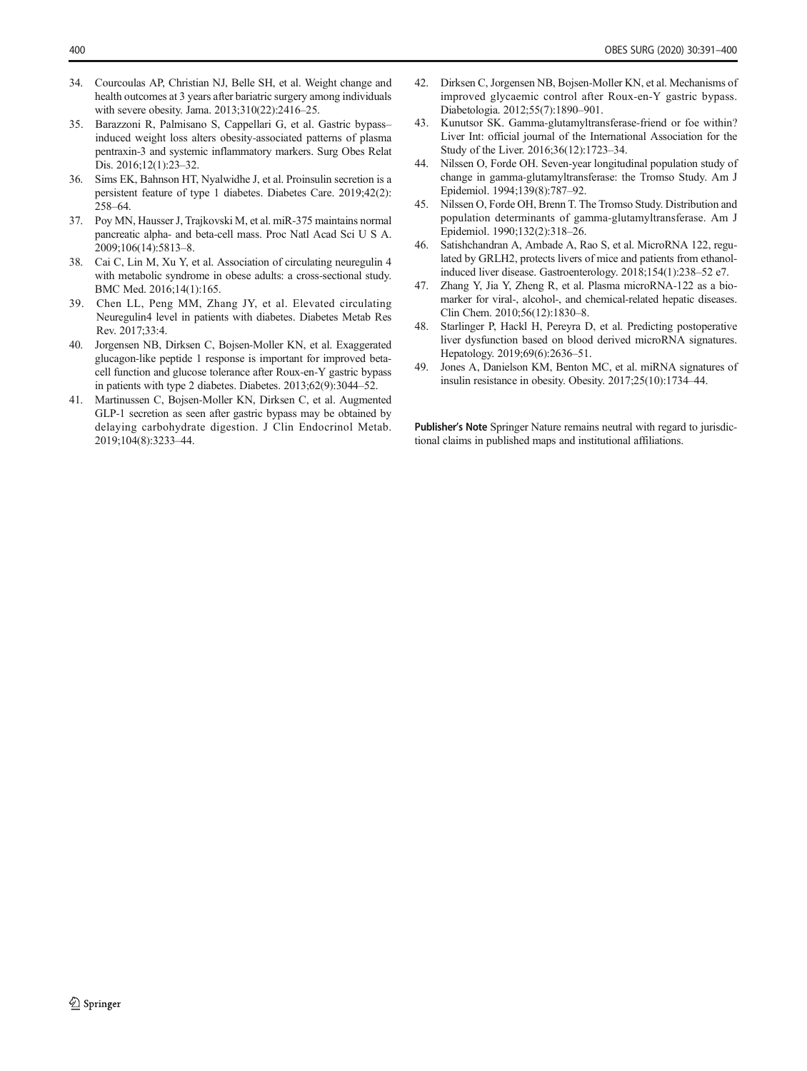34. Courcoulas AP, Christian NJ, Belle SH, et al. Weight change and health outcomes at 3 years after bariatric surgery among individuals with severe obesity. Jama. 2013;310(22):2416–25.
35. Barazzoni R, Palmisano S, Cappellari G, et al. Gastric bypass–induced weight loss alters obesity-associated patterns of plasma pentraxin-3 and systemic inflammatory markers. Surg Obes Relat Dis. 2016;12(1):23–32.
36. Sims EK, Bahnson HT, Nyalwidhe J, et al. Proinsulin secretion is a persistent feature of type 1 diabetes. Diabetes Care. 2019;42(2): 258–64.
37. Poy MN, Hausser J, Trajkovski M, et al. miR-375 maintains normal pancreatic alpha- and beta-cell mass. Proc Natl Acad Sci U S A. 2009;106(14):5813–8.
38. Cai C, Lin M, Xu Y, et al. Association of circulating neuregulin 4 with metabolic syndrome in obese adults: a cross-sectional study. BMC Med. 2016;14(1):165.
39. Chen LL, Peng MM, Zhang JY, et al. Elevated circulating Neuregulin4 level in patients with diabetes. Diabetes Metab Res Rev. 2017;33:4.
40. Jorgensen NB, Dirksen C, Bojsen-Moller KN, et al. Exaggerated glucagon-like peptide 1 response is important for improved beta-cell function and glucose tolerance after Roux-en-Y gastric bypass in patients with type 2 diabetes. Diabetes. 2013;62(9):3044–52.
41. Martinussen C, Bojsen-Moller KN, Dirksen C, et al. Augmented GLP-1 secretion as seen after gastric bypass may be obtained by delaying carbohydrate digestion. J Clin Endocrinol Metab. 2019;104(8):3233–44.
42. Dirksen C, Jorgensen NB, Bojsen-Moller KN, et al. Mechanisms of improved glycaemic control after Roux-en-Y gastric bypass. Diabetologia. 2012;55(7):1890–901.
43. Kunutsor SK. Gamma-glutamyltransferase-friend or foe within? Liver Int: official journal of the International Association for the Study of the Liver. 2016;36(12):1723–34.
44. Nilssen O, Forde OH. Seven-year longitudinal population study of change in gamma-glutamyltransferase: the Tromso Study. Am J Epidemiol. 1994;139(8):787–92.
45. Nilssen O, Forde OH, Brenn T. The Tromso Study. Distribution and population determinants of gamma-glutamyltransferase. Am J Epidemiol. 1990;132(2):318–26.
46. Satishchandran A, Ambade A, Rao S, et al. MicroRNA 122, regulated by GRLH2, protects livers of mice and patients from ethanol-induced liver disease. Gastroenterology. 2018;154(1):238–52 e7.
47. Zhang Y, Jia Y, Zheng R, et al. Plasma microRNA-122 as a biomarker for viral-, alcohol-, and chemical-related hepatic diseases. Clin Chem. 2010;56(12):1830–8.
48. Starlinger P, Hackl H, Pereyra D, et al. Predicting postoperative liver dysfunction based on blood derived microRNA signatures. Hepatology. 2019;69(6):2636–51.
49. Jones A, Danielson KM, Benton MC, et al. miRNA signatures of insulin resistance in obesity. Obesity. 2017;25(10):1734–44.

**Publisher's Note** Springer Nature remains neutral with regard to jurisdictional claims in published maps and institutional affiliations.